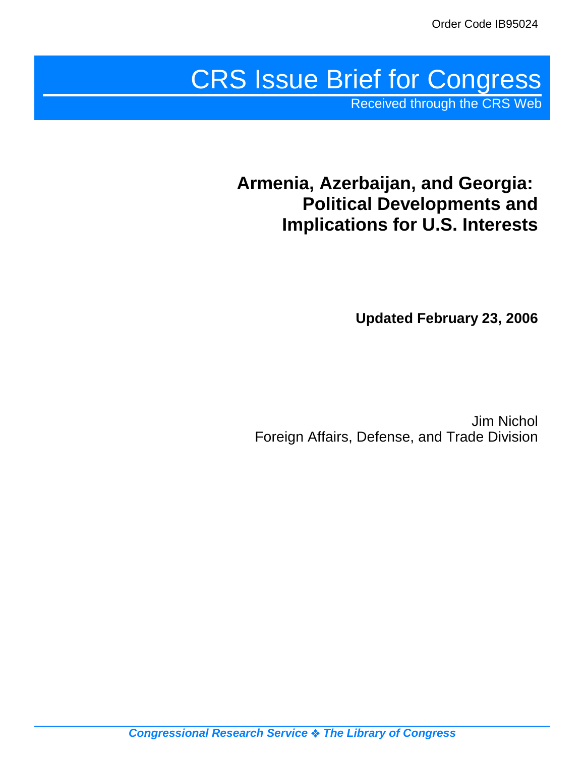Order Code IB95024

# CRS Issue Brief for Congress

Received through the CRS Web

## Armenia, Azerbaijan, and Georgia: Political Developments and Implications for U.S. Interests

**Updated February 23, 2006**

Jim Nichol
Foreign Affairs, Defense, and Trade Division

*Congressional Research Service ❖ The Library of Congress*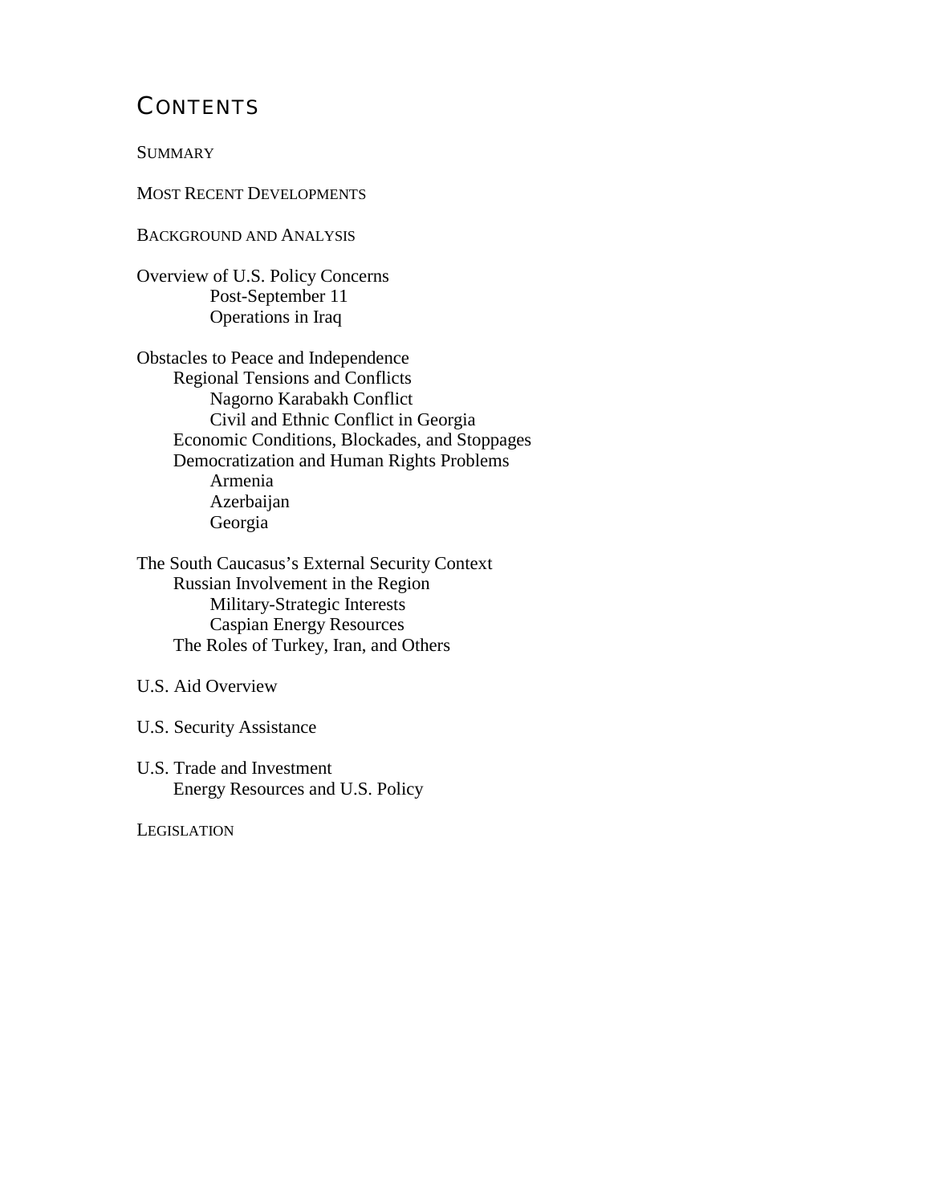# Contents

Summary

Most Recent Developments

Background and Analysis

Overview of U.S. Policy Concerns
- Post-September 11
- Operations in Iraq

Obstacles to Peace and Independence
- Regional Tensions and Conflicts
  - Nagorno Karabakh Conflict
  - Civil and Ethnic Conflict in Georgia
- Economic Conditions, Blockades, and Stoppages
- Democratization and Human Rights Problems
  - Armenia
  - Azerbaijan
  - Georgia

The South Caucasus's External Security Context
- Russian Involvement in the Region
  - Military-Strategic Interests
  - Caspian Energy Resources
- The Roles of Turkey, Iran, and Others

U.S. Aid Overview

U.S. Security Assistance

U.S. Trade and Investment
- Energy Resources and U.S. Policy

Legislation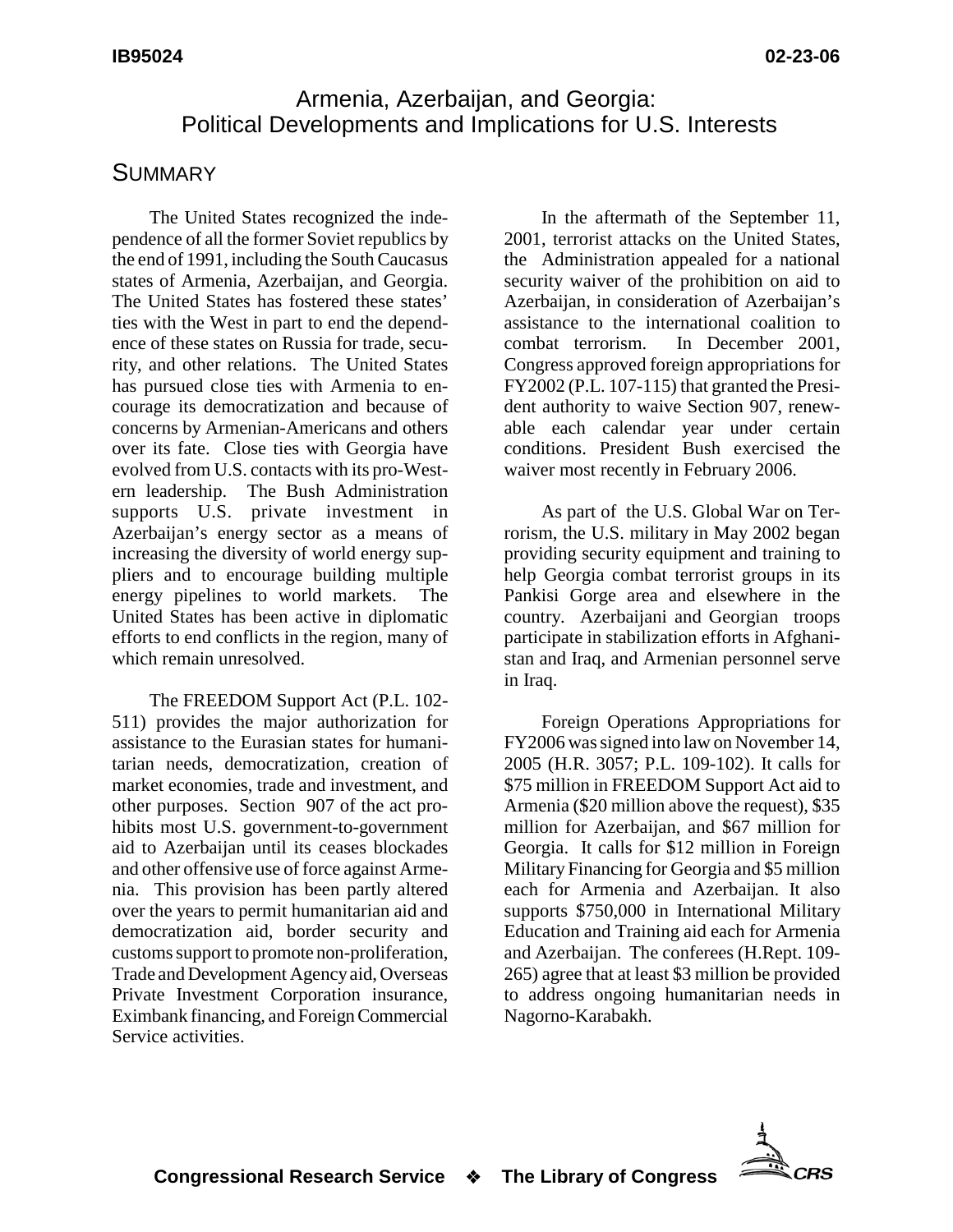# Armenia, Azerbaijan, and Georgia: Political Developments and Implications for U.S. Interests

## SUMMARY

The United States recognized the independence of all the former Soviet republics by the end of 1991, including the South Caucasus states of Armenia, Azerbaijan, and Georgia. The United States has fostered these states' ties with the West in part to end the dependence of these states on Russia for trade, security, and other relations. The United States has pursued close ties with Armenia to encourage its democratization and because of concerns by Armenian-Americans and others over its fate. Close ties with Georgia have evolved from U.S. contacts with its pro-Western leadership. The Bush Administration supports U.S. private investment in Azerbaijan's energy sector as a means of increasing the diversity of world energy suppliers and to encourage building multiple energy pipelines to world markets. The United States has been active in diplomatic efforts to end conflicts in the region, many of which remain unresolved.

The FREEDOM Support Act (P.L. 102-511) provides the major authorization for assistance to the Eurasian states for humanitarian needs, democratization, creation of market economies, trade and investment, and other purposes. Section 907 of the act prohibits most U.S. government-to-government aid to Azerbaijan until its ceases blockades and other offensive use of force against Armenia. This provision has been partly altered over the years to permit humanitarian aid and democratization aid, border security and customs support to promote non-proliferation, Trade and Development Agency aid, Overseas Private Investment Corporation insurance, Eximbank financing, and Foreign Commercial Service activities.

In the aftermath of the September 11, 2001, terrorist attacks on the United States, the Administration appealed for a national security waiver of the prohibition on aid to Azerbaijan, in consideration of Azerbaijan's assistance to the international coalition to combat terrorism. In December 2001, Congress approved foreign appropriations for FY2002 (P.L. 107-115) that granted the President authority to waive Section 907, renewable each calendar year under certain conditions. President Bush exercised the waiver most recently in February 2006.

As part of the U.S. Global War on Terrorism, the U.S. military in May 2002 began providing security equipment and training to help Georgia combat terrorist groups in its Pankisi Gorge area and elsewhere in the country. Azerbaijani and Georgian troops participate in stabilization efforts in Afghanistan and Iraq, and Armenian personnel serve in Iraq.

Foreign Operations Appropriations for FY2006 was signed into law on November 14, 2005 (H.R. 3057; P.L. 109-102). It calls for \$75 million in FREEDOM Support Act aid to Armenia (\$20 million above the request), \$35 million for Azerbaijan, and \$67 million for Georgia. It calls for \$12 million in Foreign Military Financing for Georgia and \$5 million each for Armenia and Azerbaijan. It also supports \$750,000 in International Military Education and Training aid each for Armenia and Azerbaijan. The conferees (H.Rept. 109-265) agree that at least \$3 million be provided to address ongoing humanitarian needs in Nagorno-Karabakh.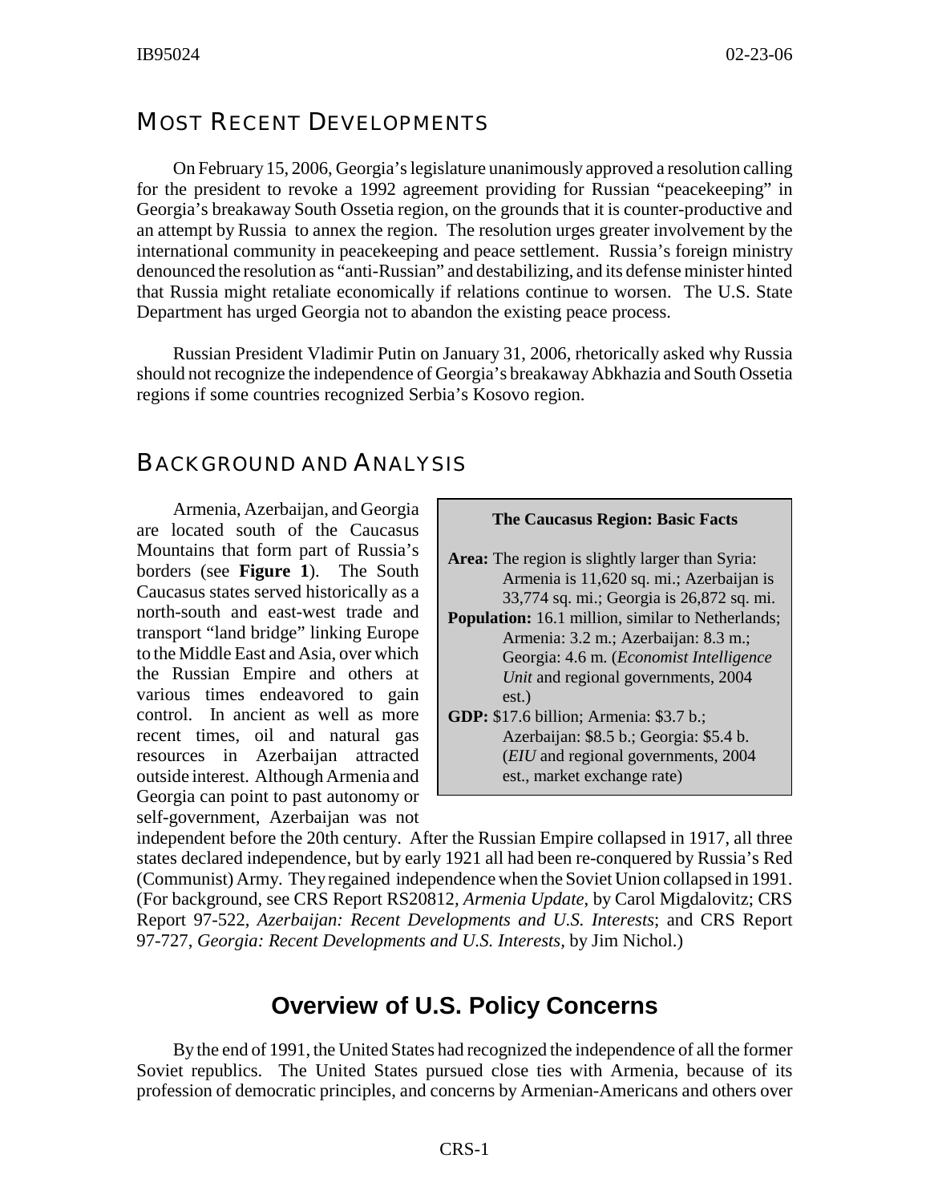## Most Recent Developments

On February 15, 2006, Georgia's legislature unanimously approved a resolution calling for the president to revoke a 1992 agreement providing for Russian "peacekeeping" in Georgia's breakaway South Ossetia region, on the grounds that it is counter-productive and an attempt by Russia to annex the region. The resolution urges greater involvement by the international community in peacekeeping and peace settlement. Russia's foreign ministry denounced the resolution as "anti-Russian" and destabilizing, and its defense minister hinted that Russia might retaliate economically if relations continue to worsen. The U.S. State Department has urged Georgia not to abandon the existing peace process.

Russian President Vladimir Putin on January 31, 2006, rhetorically asked why Russia should not recognize the independence of Georgia's breakaway Abkhazia and South Ossetia regions if some countries recognized Serbia's Kosovo region.

## Background and Analysis

Armenia, Azerbaijan, and Georgia are located south of the Caucasus Mountains that form part of Russia's borders (see **Figure 1**). The South Caucasus states served historically as a north-south and east-west trade and transport "land bridge" linking Europe to the Middle East and Asia, over which the Russian Empire and others at various times endeavored to gain control. In ancient as well as more recent times, oil and natural gas resources in Azerbaijan attracted outside interest. Although Armenia and Georgia can point to past autonomy or self-government, Azerbaijan was not independent before the 20th century. After the Russian Empire collapsed in 1917, all three states declared independence, but by early 1921 all had been re-conquered by Russia's Red (Communist) Army. They regained independence when the Soviet Union collapsed in 1991. (For background, see CRS Report RS20812, *Armenia Update*, by Carol Migdalovitz; CRS Report 97-522, *Azerbaijan: Recent Developments and U.S. Interests*; and CRS Report 97-727, *Georgia: Recent Developments and U.S. Interests,* by Jim Nichol.)

> **The Caucasus Region: Basic Facts**
>
> **Area:** The region is slightly larger than Syria: Armenia is 11,620 sq. mi.; Azerbaijan is 33,774 sq. mi.; Georgia is 26,872 sq. mi.
>
> **Population:** 16.1 million, similar to Netherlands; Armenia: 3.2 m.; Azerbaijan: 8.3 m.; Georgia: 4.6 m. (*Economist Intelligence Unit* and regional governments, 2004 est.)
>
> **GDP:** $17.6 billion; Armenia: $3.7 b.; Azerbaijan: $8.5 b.; Georgia: $5.4 b. (*EIU* and regional governments, 2004 est., market exchange rate)

### Overview of U.S. Policy Concerns

By the end of 1991, the United States had recognized the independence of all the former Soviet republics. The United States pursued close ties with Armenia, because of its profession of democratic principles, and concerns by Armenian-Americans and others over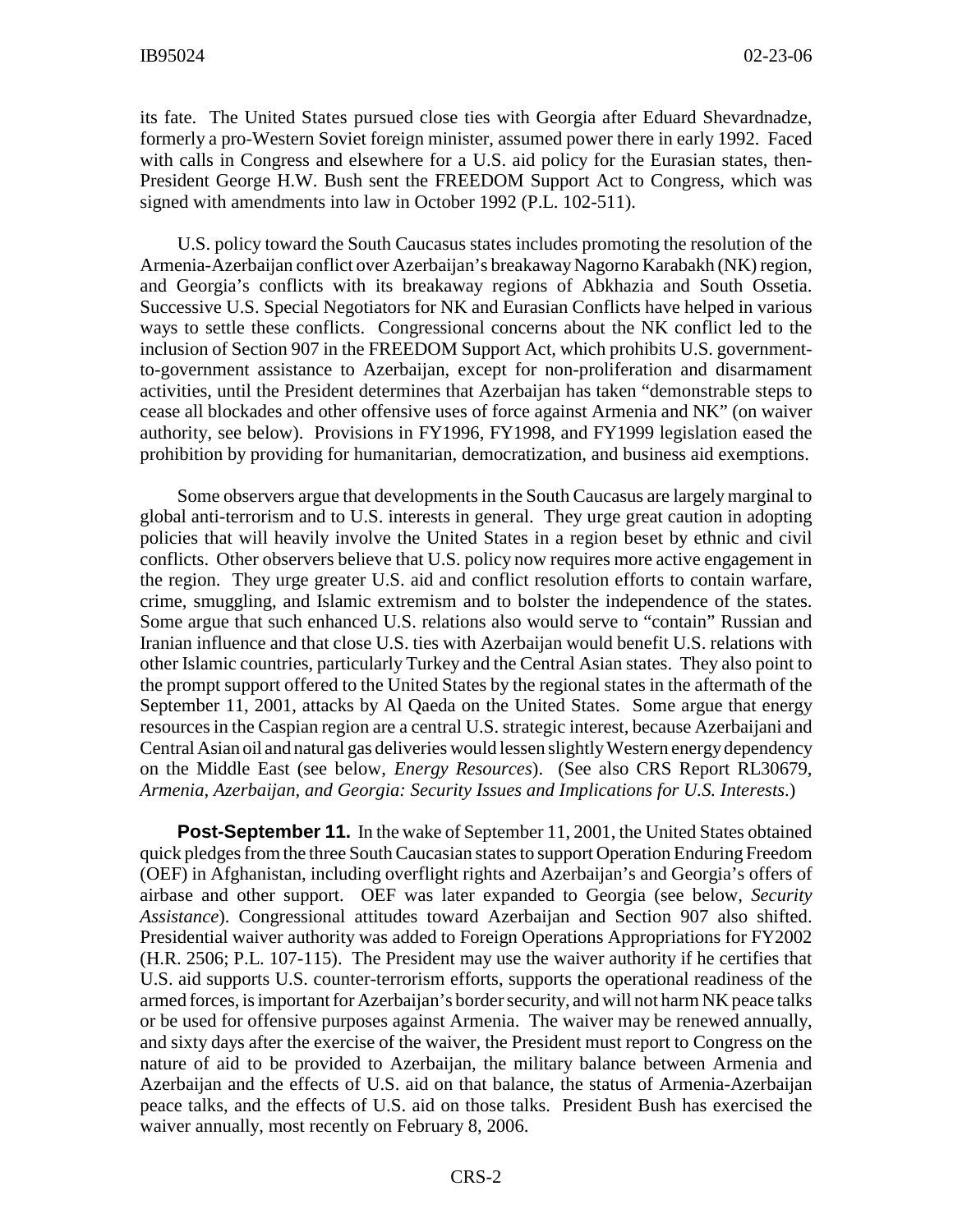its fate. The United States pursued close ties with Georgia after Eduard Shevardnadze, formerly a pro-Western Soviet foreign minister, assumed power there in early 1992. Faced with calls in Congress and elsewhere for a U.S. aid policy for the Eurasian states, then-President George H.W. Bush sent the FREEDOM Support Act to Congress, which was signed with amendments into law in October 1992 (P.L. 102-511).

U.S. policy toward the South Caucasus states includes promoting the resolution of the Armenia-Azerbaijan conflict over Azerbaijan's breakaway Nagorno Karabakh (NK) region, and Georgia's conflicts with its breakaway regions of Abkhazia and South Ossetia. Successive U.S. Special Negotiators for NK and Eurasian Conflicts have helped in various ways to settle these conflicts. Congressional concerns about the NK conflict led to the inclusion of Section 907 in the FREEDOM Support Act, which prohibits U.S. government-to-government assistance to Azerbaijan, except for non-proliferation and disarmament activities, until the President determines that Azerbaijan has taken "demonstrable steps to cease all blockades and other offensive uses of force against Armenia and NK" (on waiver authority, see below). Provisions in FY1996, FY1998, and FY1999 legislation eased the prohibition by providing for humanitarian, democratization, and business aid exemptions.

Some observers argue that developments in the South Caucasus are largely marginal to global anti-terrorism and to U.S. interests in general. They urge great caution in adopting policies that will heavily involve the United States in a region beset by ethnic and civil conflicts. Other observers believe that U.S. policy now requires more active engagement in the region. They urge greater U.S. aid and conflict resolution efforts to contain warfare, crime, smuggling, and Islamic extremism and to bolster the independence of the states. Some argue that such enhanced U.S. relations also would serve to "contain" Russian and Iranian influence and that close U.S. ties with Azerbaijan would benefit U.S. relations with other Islamic countries, particularly Turkey and the Central Asian states. They also point to the prompt support offered to the United States by the regional states in the aftermath of the September 11, 2001, attacks by Al Qaeda on the United States. Some argue that energy resources in the Caspian region are a central U.S. strategic interest, because Azerbaijani and Central Asian oil and natural gas deliveries would lessen slightly Western energy dependency on the Middle East (see below, *Energy Resources*). (See also CRS Report RL30679, *Armenia, Azerbaijan, and Georgia: Security Issues and Implications for U.S. Interests*.)

**Post-September 11.** In the wake of September 11, 2001, the United States obtained quick pledges from the three South Caucasian states to support Operation Enduring Freedom (OEF) in Afghanistan, including overflight rights and Azerbaijan's and Georgia's offers of airbase and other support. OEF was later expanded to Georgia (see below, *Security Assistance*). Congressional attitudes toward Azerbaijan and Section 907 also shifted. Presidential waiver authority was added to Foreign Operations Appropriations for FY2002 (H.R. 2506; P.L. 107-115). The President may use the waiver authority if he certifies that U.S. aid supports U.S. counter-terrorism efforts, supports the operational readiness of the armed forces, is important for Azerbaijan's border security, and will not harm NK peace talks or be used for offensive purposes against Armenia. The waiver may be renewed annually, and sixty days after the exercise of the waiver, the President must report to Congress on the nature of aid to be provided to Azerbaijan, the military balance between Armenia and Azerbaijan and the effects of U.S. aid on that balance, the status of Armenia-Azerbaijan peace talks, and the effects of U.S. aid on those talks. President Bush has exercised the waiver annually, most recently on February 8, 2006.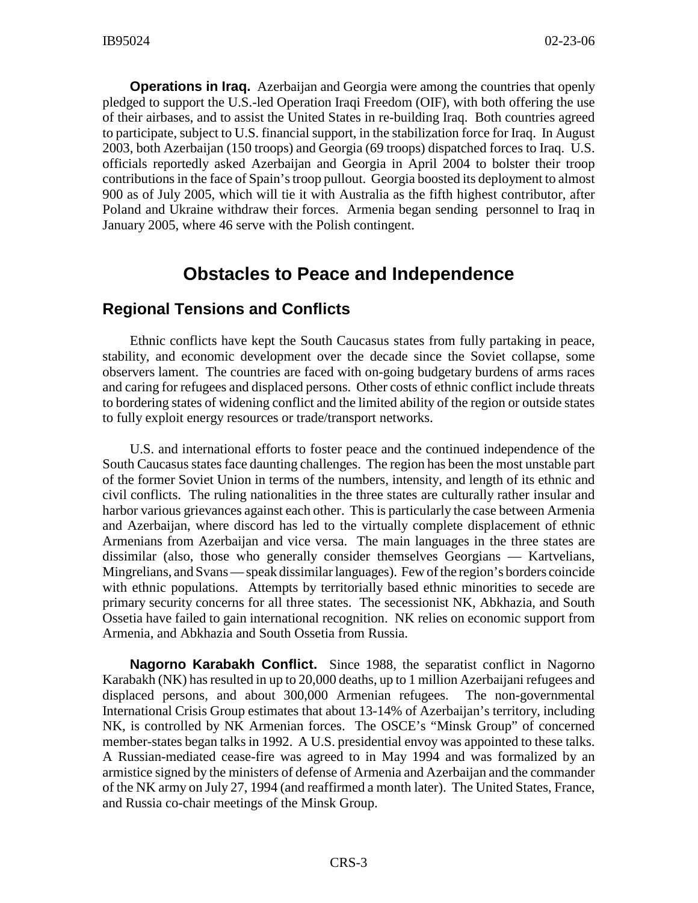**Operations in Iraq.** Azerbaijan and Georgia were among the countries that openly pledged to support the U.S.-led Operation Iraqi Freedom (OIF), with both offering the use of their airbases, and to assist the United States in re-building Iraq. Both countries agreed to participate, subject to U.S. financial support, in the stabilization force for Iraq. In August 2003, both Azerbaijan (150 troops) and Georgia (69 troops) dispatched forces to Iraq. U.S. officials reportedly asked Azerbaijan and Georgia in April 2004 to bolster their troop contributions in the face of Spain's troop pullout. Georgia boosted its deployment to almost 900 as of July 2005, which will tie it with Australia as the fifth highest contributor, after Poland and Ukraine withdraw their forces. Armenia began sending personnel to Iraq in January 2005, where 46 serve with the Polish contingent.

# Obstacles to Peace and Independence

## Regional Tensions and Conflicts

Ethnic conflicts have kept the South Caucasus states from fully partaking in peace, stability, and economic development over the decade since the Soviet collapse, some observers lament. The countries are faced with on-going budgetary burdens of arms races and caring for refugees and displaced persons. Other costs of ethnic conflict include threats to bordering states of widening conflict and the limited ability of the region or outside states to fully exploit energy resources or trade/transport networks.

U.S. and international efforts to foster peace and the continued independence of the South Caucasus states face daunting challenges. The region has been the most unstable part of the former Soviet Union in terms of the numbers, intensity, and length of its ethnic and civil conflicts. The ruling nationalities in the three states are culturally rather insular and harbor various grievances against each other. This is particularly the case between Armenia and Azerbaijan, where discord has led to the virtually complete displacement of ethnic Armenians from Azerbaijan and vice versa. The main languages in the three states are dissimilar (also, those who generally consider themselves Georgians — Kartvelians, Mingrelians, and Svans — speak dissimilar languages). Few of the region's borders coincide with ethnic populations. Attempts by territorially based ethnic minorities to secede are primary security concerns for all three states. The secessionist NK, Abkhazia, and South Ossetia have failed to gain international recognition. NK relies on economic support from Armenia, and Abkhazia and South Ossetia from Russia.

**Nagorno Karabakh Conflict.** Since 1988, the separatist conflict in Nagorno Karabakh (NK) has resulted in up to 20,000 deaths, up to 1 million Azerbaijani refugees and displaced persons, and about 300,000 Armenian refugees. The non-governmental International Crisis Group estimates that about 13-14% of Azerbaijan's territory, including NK, is controlled by NK Armenian forces. The OSCE's "Minsk Group" of concerned member-states began talks in 1992. A U.S. presidential envoy was appointed to these talks. A Russian-mediated cease-fire was agreed to in May 1994 and was formalized by an armistice signed by the ministers of defense of Armenia and Azerbaijan and the commander of the NK army on July 27, 1994 (and reaffirmed a month later). The United States, France, and Russia co-chair meetings of the Minsk Group.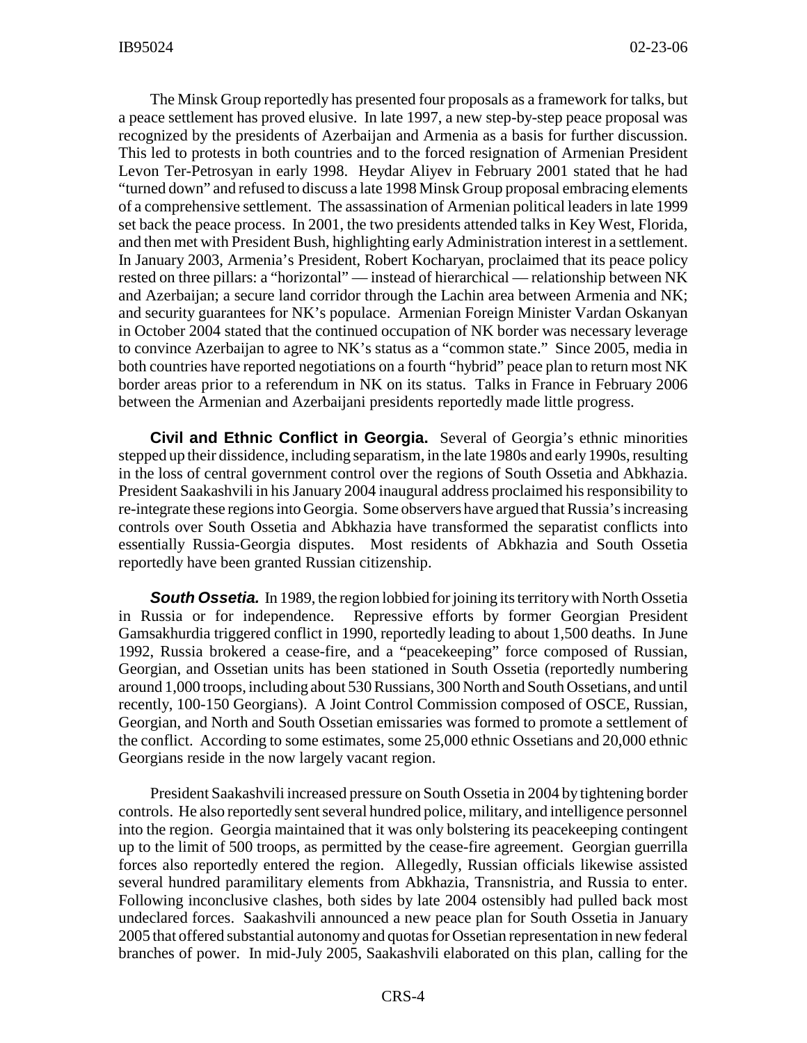The Minsk Group reportedly has presented four proposals as a framework for talks, but a peace settlement has proved elusive. In late 1997, a new step-by-step peace proposal was recognized by the presidents of Azerbaijan and Armenia as a basis for further discussion. This led to protests in both countries and to the forced resignation of Armenian President Levon Ter-Petrosyan in early 1998. Heydar Aliyev in February 2001 stated that he had "turned down" and refused to discuss a late 1998 Minsk Group proposal embracing elements of a comprehensive settlement. The assassination of Armenian political leaders in late 1999 set back the peace process. In 2001, the two presidents attended talks in Key West, Florida, and then met with President Bush, highlighting early Administration interest in a settlement. In January 2003, Armenia's President, Robert Kocharyan, proclaimed that its peace policy rested on three pillars: a "horizontal" — instead of hierarchical — relationship between NK and Azerbaijan; a secure land corridor through the Lachin area between Armenia and NK; and security guarantees for NK's populace. Armenian Foreign Minister Vardan Oskanyan in October 2004 stated that the continued occupation of NK border was necessary leverage to convince Azerbaijan to agree to NK's status as a "common state." Since 2005, media in both countries have reported negotiations on a fourth "hybrid" peace plan to return most NK border areas prior to a referendum in NK on its status. Talks in France in February 2006 between the Armenian and Azerbaijani presidents reportedly made little progress.

**Civil and Ethnic Conflict in Georgia.** Several of Georgia's ethnic minorities stepped up their dissidence, including separatism, in the late 1980s and early 1990s, resulting in the loss of central government control over the regions of South Ossetia and Abkhazia. President Saakashvili in his January 2004 inaugural address proclaimed his responsibility to re-integrate these regions into Georgia. Some observers have argued that Russia's increasing controls over South Ossetia and Abkhazia have transformed the separatist conflicts into essentially Russia-Georgia disputes. Most residents of Abkhazia and South Ossetia reportedly have been granted Russian citizenship.

***South Ossetia.*** In 1989, the region lobbied for joining its territory with North Ossetia in Russia or for independence. Repressive efforts by former Georgian President Gamsakhurdia triggered conflict in 1990, reportedly leading to about 1,500 deaths. In June 1992, Russia brokered a cease-fire, and a "peacekeeping" force composed of Russian, Georgian, and Ossetian units has been stationed in South Ossetia (reportedly numbering around 1,000 troops, including about 530 Russians, 300 North and South Ossetians, and until recently, 100-150 Georgians). A Joint Control Commission composed of OSCE, Russian, Georgian, and North and South Ossetian emissaries was formed to promote a settlement of the conflict. According to some estimates, some 25,000 ethnic Ossetians and 20,000 ethnic Georgians reside in the now largely vacant region.

President Saakashvili increased pressure on South Ossetia in 2004 by tightening border controls. He also reportedly sent several hundred police, military, and intelligence personnel into the region. Georgia maintained that it was only bolstering its peacekeeping contingent up to the limit of 500 troops, as permitted by the cease-fire agreement. Georgian guerrilla forces also reportedly entered the region. Allegedly, Russian officials likewise assisted several hundred paramilitary elements from Abkhazia, Transnistria, and Russia to enter. Following inconclusive clashes, both sides by late 2004 ostensibly had pulled back most undeclared forces. Saakashvili announced a new peace plan for South Ossetia in January 2005 that offered substantial autonomy and quotas for Ossetian representation in new federal branches of power. In mid-July 2005, Saakashvili elaborated on this plan, calling for the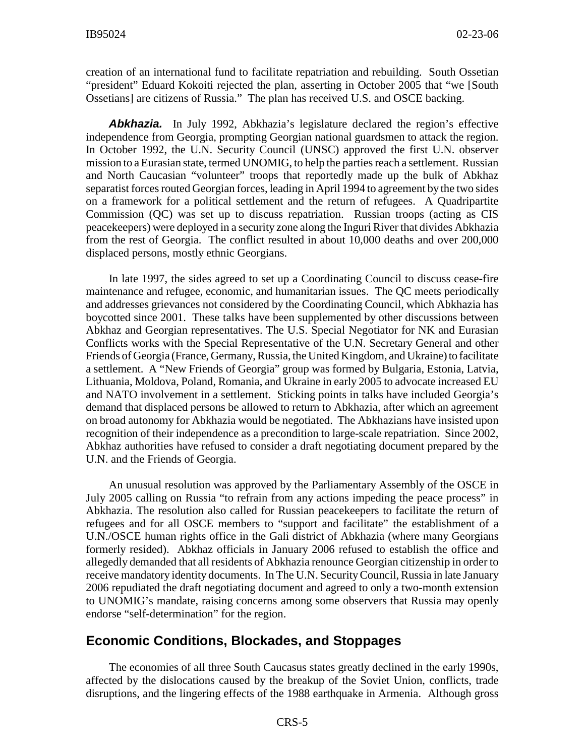creation of an international fund to facilitate repatriation and rebuilding. South Ossetian "president" Eduard Kokoiti rejected the plan, asserting in October 2005 that "we [South Ossetians] are citizens of Russia." The plan has received U.S. and OSCE backing.

***Abkhazia.*** In July 1992, Abkhazia's legislature declared the region's effective independence from Georgia, prompting Georgian national guardsmen to attack the region. In October 1992, the U.N. Security Council (UNSC) approved the first U.N. observer mission to a Eurasian state, termed UNOMIG, to help the parties reach a settlement. Russian and North Caucasian "volunteer" troops that reportedly made up the bulk of Abkhaz separatist forces routed Georgian forces, leading in April 1994 to agreement by the two sides on a framework for a political settlement and the return of refugees. A Quadripartite Commission (QC) was set up to discuss repatriation. Russian troops (acting as CIS peacekeepers) were deployed in a security zone along the Inguri River that divides Abkhazia from the rest of Georgia. The conflict resulted in about 10,000 deaths and over 200,000 displaced persons, mostly ethnic Georgians.

In late 1997, the sides agreed to set up a Coordinating Council to discuss cease-fire maintenance and refugee, economic, and humanitarian issues. The QC meets periodically and addresses grievances not considered by the Coordinating Council, which Abkhazia has boycotted since 2001. These talks have been supplemented by other discussions between Abkhaz and Georgian representatives. The U.S. Special Negotiator for NK and Eurasian Conflicts works with the Special Representative of the U.N. Secretary General and other Friends of Georgia (France, Germany, Russia, the United Kingdom, and Ukraine) to facilitate a settlement. A "New Friends of Georgia" group was formed by Bulgaria, Estonia, Latvia, Lithuania, Moldova, Poland, Romania, and Ukraine in early 2005 to advocate increased EU and NATO involvement in a settlement. Sticking points in talks have included Georgia's demand that displaced persons be allowed to return to Abkhazia, after which an agreement on broad autonomy for Abkhazia would be negotiated. The Abkhazians have insisted upon recognition of their independence as a precondition to large-scale repatriation. Since 2002, Abkhaz authorities have refused to consider a draft negotiating document prepared by the U.N. and the Friends of Georgia.

An unusual resolution was approved by the Parliamentary Assembly of the OSCE in July 2005 calling on Russia "to refrain from any actions impeding the peace process" in Abkhazia. The resolution also called for Russian peacekeepers to facilitate the return of refugees and for all OSCE members to "support and facilitate" the establishment of a U.N./OSCE human rights office in the Gali district of Abkhazia (where many Georgians formerly resided). Abkhaz officials in January 2006 refused to establish the office and allegedly demanded that all residents of Abkhazia renounce Georgian citizenship in order to receive mandatory identity documents. In The U.N. Security Council, Russia in late January 2006 repudiated the draft negotiating document and agreed to only a two-month extension to UNOMIG's mandate, raising concerns among some observers that Russia may openly endorse "self-determination" for the region.

## Economic Conditions, Blockades, and Stoppages

The economies of all three South Caucasus states greatly declined in the early 1990s, affected by the dislocations caused by the breakup of the Soviet Union, conflicts, trade disruptions, and the lingering effects of the 1988 earthquake in Armenia. Although gross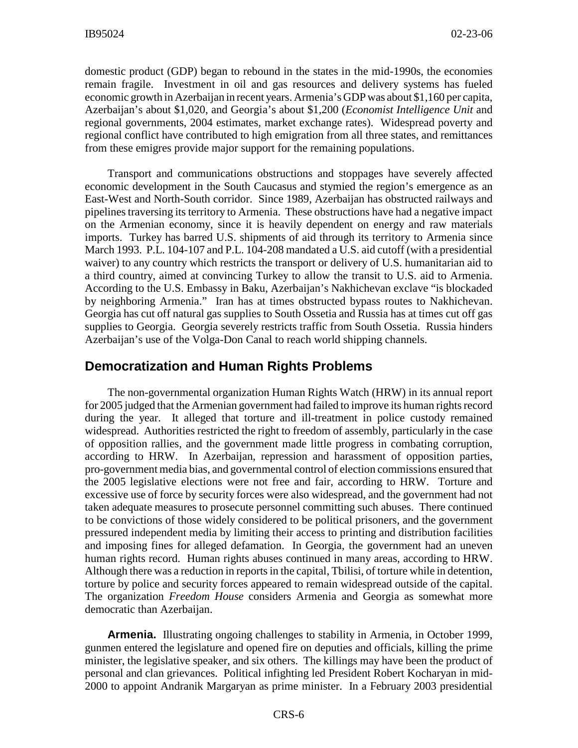domestic product (GDP) began to rebound in the states in the mid-1990s, the economies remain fragile. Investment in oil and gas resources and delivery systems has fueled economic growth in Azerbaijan in recent years. Armenia's GDP was about $1,160 per capita, Azerbaijan's about $1,020, and Georgia's about $1,200 (*Economist Intelligence Unit* and regional governments, 2004 estimates, market exchange rates). Widespread poverty and regional conflict have contributed to high emigration from all three states, and remittances from these emigres provide major support for the remaining populations.

Transport and communications obstructions and stoppages have severely affected economic development in the South Caucasus and stymied the region's emergence as an East-West and North-South corridor. Since 1989, Azerbaijan has obstructed railways and pipelines traversing its territory to Armenia. These obstructions have had a negative impact on the Armenian economy, since it is heavily dependent on energy and raw materials imports. Turkey has barred U.S. shipments of aid through its territory to Armenia since March 1993. P.L. 104-107 and P.L. 104-208 mandated a U.S. aid cutoff (with a presidential waiver) to any country which restricts the transport or delivery of U.S. humanitarian aid to a third country, aimed at convincing Turkey to allow the transit to U.S. aid to Armenia. According to the U.S. Embassy in Baku, Azerbaijan's Nakhichevan exclave "is blockaded by neighboring Armenia." Iran has at times obstructed bypass routes to Nakhichevan. Georgia has cut off natural gas supplies to South Ossetia and Russia has at times cut off gas supplies to Georgia. Georgia severely restricts traffic from South Ossetia. Russia hinders Azerbaijan's use of the Volga-Don Canal to reach world shipping channels.

## Democratization and Human Rights Problems

The non-governmental organization Human Rights Watch (HRW) in its annual report for 2005 judged that the Armenian government had failed to improve its human rights record during the year. It alleged that torture and ill-treatment in police custody remained widespread. Authorities restricted the right to freedom of assembly, particularly in the case of opposition rallies, and the government made little progress in combating corruption, according to HRW. In Azerbaijan, repression and harassment of opposition parties, pro-government media bias, and governmental control of election commissions ensured that the 2005 legislative elections were not free and fair, according to HRW. Torture and excessive use of force by security forces were also widespread, and the government had not taken adequate measures to prosecute personnel committing such abuses. There continued to be convictions of those widely considered to be political prisoners, and the government pressured independent media by limiting their access to printing and distribution facilities and imposing fines for alleged defamation. In Georgia, the government had an uneven human rights record. Human rights abuses continued in many areas, according to HRW. Although there was a reduction in reports in the capital, Tbilisi, of torture while in detention, torture by police and security forces appeared to remain widespread outside of the capital. The organization *Freedom House* considers Armenia and Georgia as somewhat more democratic than Azerbaijan.

**Armenia.** Illustrating ongoing challenges to stability in Armenia, in October 1999, gunmen entered the legislature and opened fire on deputies and officials, killing the prime minister, the legislative speaker, and six others. The killings may have been the product of personal and clan grievances. Political infighting led President Robert Kocharyan in mid-2000 to appoint Andranik Margaryan as prime minister. In a February 2003 presidential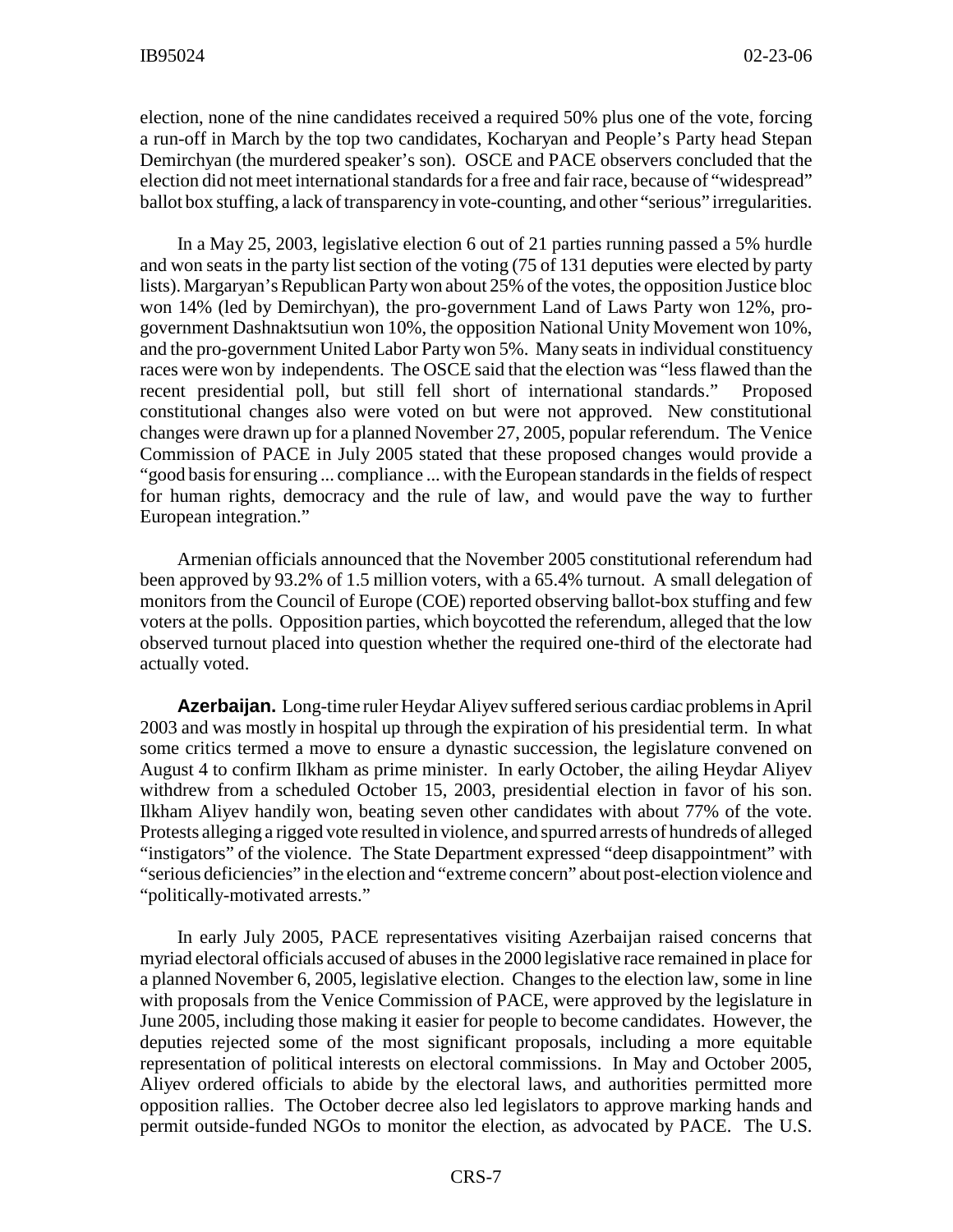election, none of the nine candidates received a required 50% plus one of the vote, forcing a run-off in March by the top two candidates, Kocharyan and People's Party head Stepan Demirchyan (the murdered speaker's son). OSCE and PACE observers concluded that the election did not meet international standards for a free and fair race, because of "widespread" ballot box stuffing, a lack of transparency in vote-counting, and other "serious" irregularities.

In a May 25, 2003, legislative election 6 out of 21 parties running passed a 5% hurdle and won seats in the party list section of the voting (75 of 131 deputies were elected by party lists). Margaryan's Republican Party won about 25% of the votes, the opposition Justice bloc won 14% (led by Demirchyan), the pro-government Land of Laws Party won 12%, pro-government Dashnaktsutiun won 10%, the opposition National Unity Movement won 10%, and the pro-government United Labor Party won 5%. Many seats in individual constituency races were won by independents. The OSCE said that the election was "less flawed than the recent presidential poll, but still fell short of international standards." Proposed constitutional changes also were voted on but were not approved. New constitutional changes were drawn up for a planned November 27, 2005, popular referendum. The Venice Commission of PACE in July 2005 stated that these proposed changes would provide a "good basis for ensuring ... compliance ... with the European standards in the fields of respect for human rights, democracy and the rule of law, and would pave the way to further European integration."

Armenian officials announced that the November 2005 constitutional referendum had been approved by 93.2% of 1.5 million voters, with a 65.4% turnout. A small delegation of monitors from the Council of Europe (COE) reported observing ballot-box stuffing and few voters at the polls. Opposition parties, which boycotted the referendum, alleged that the low observed turnout placed into question whether the required one-third of the electorate had actually voted.

**Azerbaijan.** Long-time ruler Heydar Aliyev suffered serious cardiac problems in April 2003 and was mostly in hospital up through the expiration of his presidential term. In what some critics termed a move to ensure a dynastic succession, the legislature convened on August 4 to confirm Ilkham as prime minister. In early October, the ailing Heydar Aliyev withdrew from a scheduled October 15, 2003, presidential election in favor of his son. Ilkham Aliyev handily won, beating seven other candidates with about 77% of the vote. Protests alleging a rigged vote resulted in violence, and spurred arrests of hundreds of alleged "instigators" of the violence. The State Department expressed "deep disappointment" with "serious deficiencies" in the election and "extreme concern" about post-election violence and "politically-motivated arrests."

In early July 2005, PACE representatives visiting Azerbaijan raised concerns that myriad electoral officials accused of abuses in the 2000 legislative race remained in place for a planned November 6, 2005, legislative election. Changes to the election law, some in line with proposals from the Venice Commission of PACE, were approved by the legislature in June 2005, including those making it easier for people to become candidates. However, the deputies rejected some of the most significant proposals, including a more equitable representation of political interests on electoral commissions. In May and October 2005, Aliyev ordered officials to abide by the electoral laws, and authorities permitted more opposition rallies. The October decree also led legislators to approve marking hands and permit outside-funded NGOs to monitor the election, as advocated by PACE. The U.S.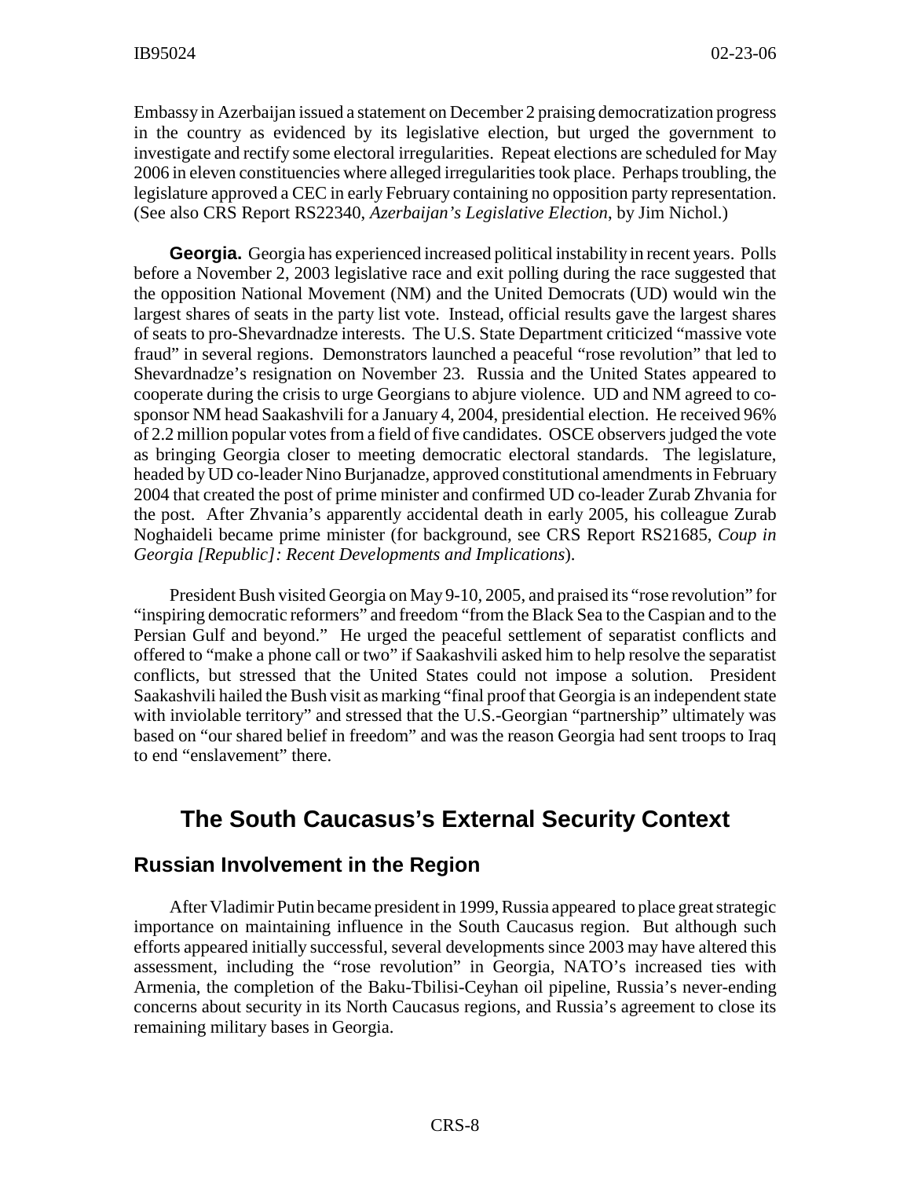Embassy in Azerbaijan issued a statement on December 2 praising democratization progress in the country as evidenced by its legislative election, but urged the government to investigate and rectify some electoral irregularities. Repeat elections are scheduled for May 2006 in eleven constituencies where alleged irregularities took place. Perhaps troubling, the legislature approved a CEC in early February containing no opposition party representation. (See also CRS Report RS22340, *Azerbaijan's Legislative Election*, by Jim Nichol.)

**Georgia.** Georgia has experienced increased political instability in recent years. Polls before a November 2, 2003 legislative race and exit polling during the race suggested that the opposition National Movement (NM) and the United Democrats (UD) would win the largest shares of seats in the party list vote. Instead, official results gave the largest shares of seats to pro-Shevardnadze interests. The U.S. State Department criticized "massive vote fraud" in several regions. Demonstrators launched a peaceful "rose revolution" that led to Shevardnadze's resignation on November 23. Russia and the United States appeared to cooperate during the crisis to urge Georgians to abjure violence. UD and NM agreed to co-sponsor NM head Saakashvili for a January 4, 2004, presidential election. He received 96% of 2.2 million popular votes from a field of five candidates. OSCE observers judged the vote as bringing Georgia closer to meeting democratic electoral standards. The legislature, headed by UD co-leader Nino Burjanadze, approved constitutional amendments in February 2004 that created the post of prime minister and confirmed UD co-leader Zurab Zhvania for the post. After Zhvania's apparently accidental death in early 2005, his colleague Zurab Noghaideli became prime minister (for background, see CRS Report RS21685, *Coup in Georgia [Republic]: Recent Developments and Implications*).

President Bush visited Georgia on May 9-10, 2005, and praised its "rose revolution" for "inspiring democratic reformers" and freedom "from the Black Sea to the Caspian and to the Persian Gulf and beyond." He urged the peaceful settlement of separatist conflicts and offered to "make a phone call or two" if Saakashvili asked him to help resolve the separatist conflicts, but stressed that the United States could not impose a solution. President Saakashvili hailed the Bush visit as marking "final proof that Georgia is an independent state with inviolable territory" and stressed that the U.S.-Georgian "partnership" ultimately was based on "our shared belief in freedom" and was the reason Georgia had sent troops to Iraq to end "enslavement" there.

# The South Caucasus's External Security Context

## Russian Involvement in the Region

After Vladimir Putin became president in 1999, Russia appeared to place great strategic importance on maintaining influence in the South Caucasus region. But although such efforts appeared initially successful, several developments since 2003 may have altered this assessment, including the "rose revolution" in Georgia, NATO's increased ties with Armenia, the completion of the Baku-Tbilisi-Ceyhan oil pipeline, Russia's never-ending concerns about security in its North Caucasus regions, and Russia's agreement to close its remaining military bases in Georgia.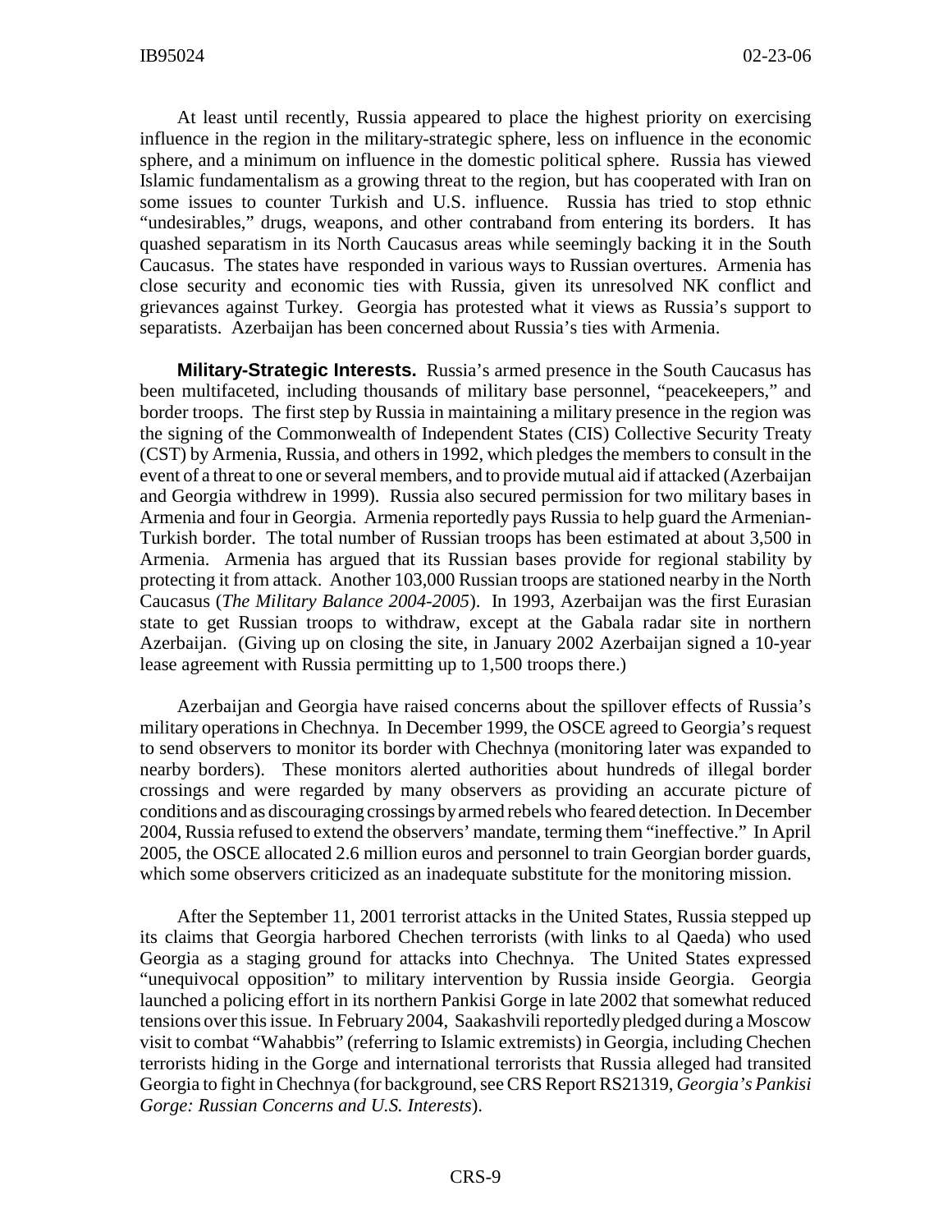At least until recently, Russia appeared to place the highest priority on exercising influence in the region in the military-strategic sphere, less on influence in the economic sphere, and a minimum on influence in the domestic political sphere. Russia has viewed Islamic fundamentalism as a growing threat to the region, but has cooperated with Iran on some issues to counter Turkish and U.S. influence. Russia has tried to stop ethnic "undesirables," drugs, weapons, and other contraband from entering its borders. It has quashed separatism in its North Caucasus areas while seemingly backing it in the South Caucasus. The states have responded in various ways to Russian overtures. Armenia has close security and economic ties with Russia, given its unresolved NK conflict and grievances against Turkey. Georgia has protested what it views as Russia's support to separatists. Azerbaijan has been concerned about Russia's ties with Armenia.

**Military-Strategic Interests.** Russia's armed presence in the South Caucasus has been multifaceted, including thousands of military base personnel, "peacekeepers," and border troops. The first step by Russia in maintaining a military presence in the region was the signing of the Commonwealth of Independent States (CIS) Collective Security Treaty (CST) by Armenia, Russia, and others in 1992, which pledges the members to consult in the event of a threat to one or several members, and to provide mutual aid if attacked (Azerbaijan and Georgia withdrew in 1999). Russia also secured permission for two military bases in Armenia and four in Georgia. Armenia reportedly pays Russia to help guard the Armenian-Turkish border. The total number of Russian troops has been estimated at about 3,500 in Armenia. Armenia has argued that its Russian bases provide for regional stability by protecting it from attack. Another 103,000 Russian troops are stationed nearby in the North Caucasus (*The Military Balance 2004-2005*). In 1993, Azerbaijan was the first Eurasian state to get Russian troops to withdraw, except at the Gabala radar site in northern Azerbaijan. (Giving up on closing the site, in January 2002 Azerbaijan signed a 10-year lease agreement with Russia permitting up to 1,500 troops there.)

Azerbaijan and Georgia have raised concerns about the spillover effects of Russia's military operations in Chechnya. In December 1999, the OSCE agreed to Georgia's request to send observers to monitor its border with Chechnya (monitoring later was expanded to nearby borders). These monitors alerted authorities about hundreds of illegal border crossings and were regarded by many observers as providing an accurate picture of conditions and as discouraging crossings by armed rebels who feared detection. In December 2004, Russia refused to extend the observers' mandate, terming them "ineffective." In April 2005, the OSCE allocated 2.6 million euros and personnel to train Georgian border guards, which some observers criticized as an inadequate substitute for the monitoring mission.

After the September 11, 2001 terrorist attacks in the United States, Russia stepped up its claims that Georgia harbored Chechen terrorists (with links to al Qaeda) who used Georgia as a staging ground for attacks into Chechnya. The United States expressed "unequivocal opposition" to military intervention by Russia inside Georgia. Georgia launched a policing effort in its northern Pankisi Gorge in late 2002 that somewhat reduced tensions over this issue. In February 2004, Saakashvili reportedly pledged during a Moscow visit to combat "Wahabbis" (referring to Islamic extremists) in Georgia, including Chechen terrorists hiding in the Gorge and international terrorists that Russia alleged had transited Georgia to fight in Chechnya (for background, see CRS Report RS21319, *Georgia's Pankisi Gorge: Russian Concerns and U.S. Interests*).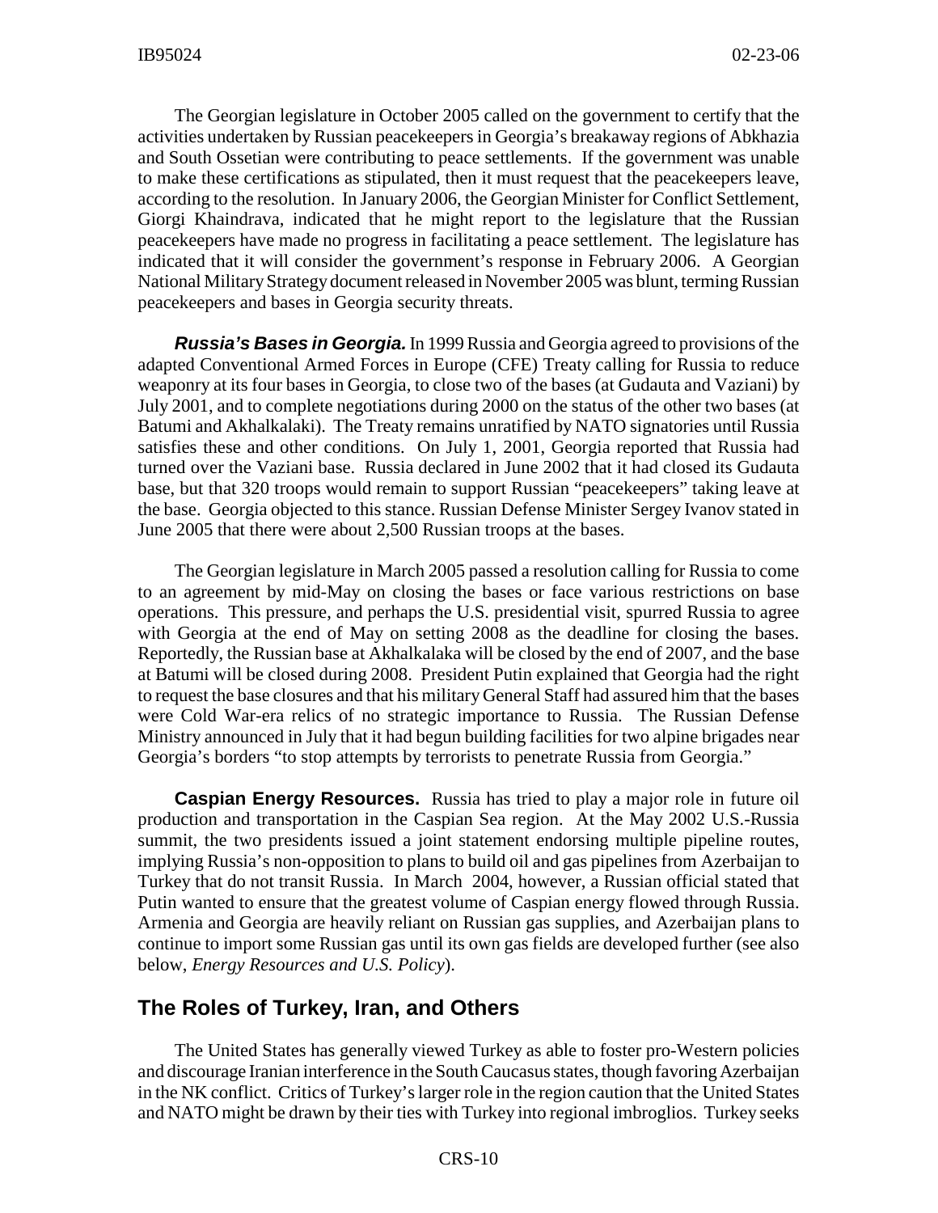The Georgian legislature in October 2005 called on the government to certify that the activities undertaken by Russian peacekeepers in Georgia's breakaway regions of Abkhazia and South Ossetian were contributing to peace settlements. If the government was unable to make these certifications as stipulated, then it must request that the peacekeepers leave, according to the resolution. In January 2006, the Georgian Minister for Conflict Settlement, Giorgi Khaindrava, indicated that he might report to the legislature that the Russian peacekeepers have made no progress in facilitating a peace settlement. The legislature has indicated that it will consider the government's response in February 2006. A Georgian National Military Strategy document released in November 2005 was blunt, terming Russian peacekeepers and bases in Georgia security threats.

***Russia's Bases in Georgia.*** In 1999 Russia and Georgia agreed to provisions of the adapted Conventional Armed Forces in Europe (CFE) Treaty calling for Russia to reduce weaponry at its four bases in Georgia, to close two of the bases (at Gudauta and Vaziani) by July 2001, and to complete negotiations during 2000 on the status of the other two bases (at Batumi and Akhalkalaki). The Treaty remains unratified by NATO signatories until Russia satisfies these and other conditions. On July 1, 2001, Georgia reported that Russia had turned over the Vaziani base. Russia declared in June 2002 that it had closed its Gudauta base, but that 320 troops would remain to support Russian "peacekeepers" taking leave at the base. Georgia objected to this stance. Russian Defense Minister Sergey Ivanov stated in June 2005 that there were about 2,500 Russian troops at the bases.

The Georgian legislature in March 2005 passed a resolution calling for Russia to come to an agreement by mid-May on closing the bases or face various restrictions on base operations. This pressure, and perhaps the U.S. presidential visit, spurred Russia to agree with Georgia at the end of May on setting 2008 as the deadline for closing the bases. Reportedly, the Russian base at Akhalkalaka will be closed by the end of 2007, and the base at Batumi will be closed during 2008. President Putin explained that Georgia had the right to request the base closures and that his military General Staff had assured him that the bases were Cold War-era relics of no strategic importance to Russia. The Russian Defense Ministry announced in July that it had begun building facilities for two alpine brigades near Georgia's borders "to stop attempts by terrorists to penetrate Russia from Georgia."

**Caspian Energy Resources.** Russia has tried to play a major role in future oil production and transportation in the Caspian Sea region. At the May 2002 U.S.-Russia summit, the two presidents issued a joint statement endorsing multiple pipeline routes, implying Russia's non-opposition to plans to build oil and gas pipelines from Azerbaijan to Turkey that do not transit Russia. In March 2004, however, a Russian official stated that Putin wanted to ensure that the greatest volume of Caspian energy flowed through Russia. Armenia and Georgia are heavily reliant on Russian gas supplies, and Azerbaijan plans to continue to import some Russian gas until its own gas fields are developed further (see also below, *Energy Resources and U.S. Policy*).

## The Roles of Turkey, Iran, and Others

The United States has generally viewed Turkey as able to foster pro-Western policies and discourage Iranian interference in the South Caucasus states, though favoring Azerbaijan in the NK conflict. Critics of Turkey's larger role in the region caution that the United States and NATO might be drawn by their ties with Turkey into regional imbroglios. Turkey seeks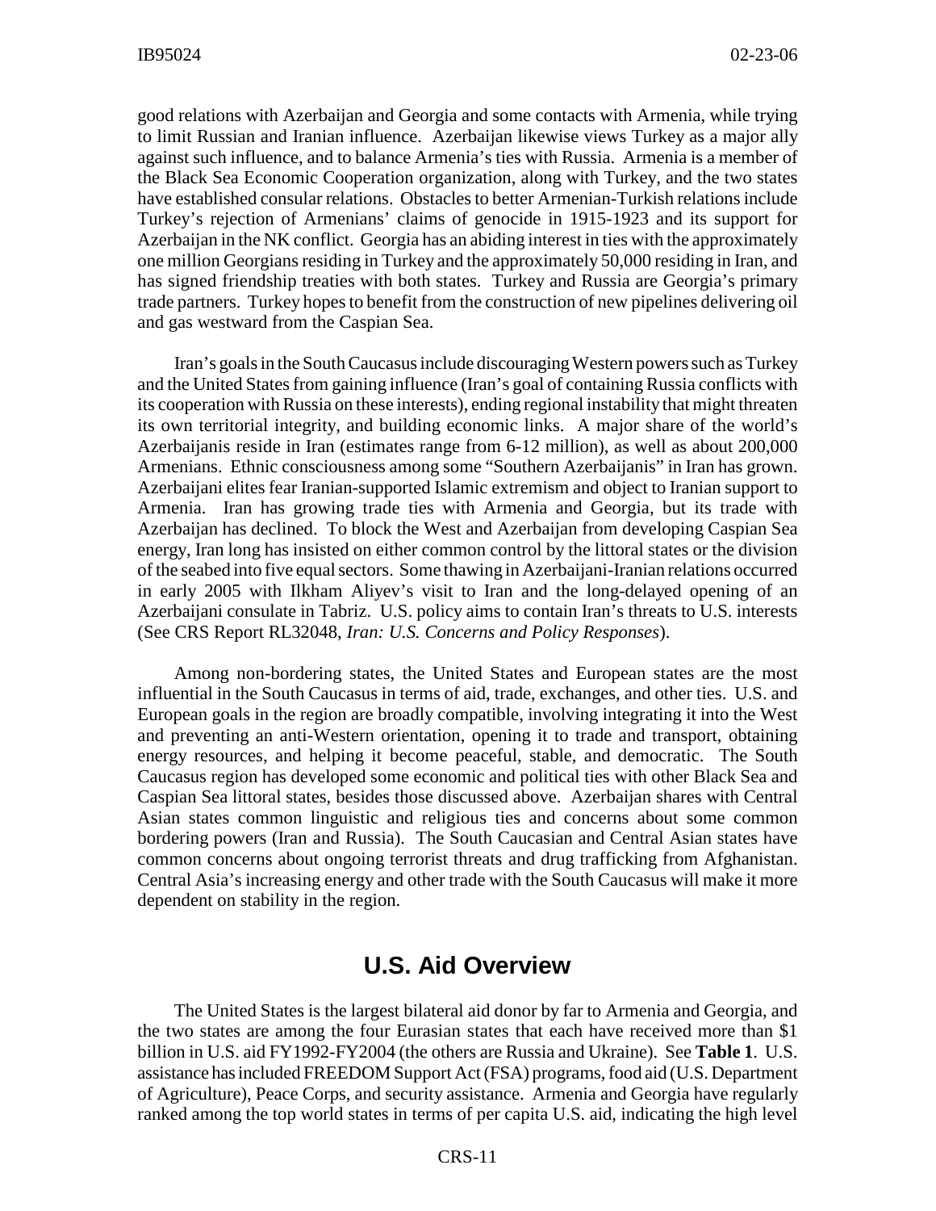good relations with Azerbaijan and Georgia and some contacts with Armenia, while trying to limit Russian and Iranian influence. Azerbaijan likewise views Turkey as a major ally against such influence, and to balance Armenia's ties with Russia. Armenia is a member of the Black Sea Economic Cooperation organization, along with Turkey, and the two states have established consular relations. Obstacles to better Armenian-Turkish relations include Turkey's rejection of Armenians' claims of genocide in 1915-1923 and its support for Azerbaijan in the NK conflict. Georgia has an abiding interest in ties with the approximately one million Georgians residing in Turkey and the approximately 50,000 residing in Iran, and has signed friendship treaties with both states. Turkey and Russia are Georgia's primary trade partners. Turkey hopes to benefit from the construction of new pipelines delivering oil and gas westward from the Caspian Sea.

Iran's goals in the South Caucasus include discouraging Western powers such as Turkey and the United States from gaining influence (Iran's goal of containing Russia conflicts with its cooperation with Russia on these interests), ending regional instability that might threaten its own territorial integrity, and building economic links. A major share of the world's Azerbaijanis reside in Iran (estimates range from 6-12 million), as well as about 200,000 Armenians. Ethnic consciousness among some "Southern Azerbaijanis" in Iran has grown. Azerbaijani elites fear Iranian-supported Islamic extremism and object to Iranian support to Armenia. Iran has growing trade ties with Armenia and Georgia, but its trade with Azerbaijan has declined. To block the West and Azerbaijan from developing Caspian Sea energy, Iran long has insisted on either common control by the littoral states or the division of the seabed into five equal sectors. Some thawing in Azerbaijani-Iranian relations occurred in early 2005 with Ilkham Aliyev's visit to Iran and the long-delayed opening of an Azerbaijani consulate in Tabriz. U.S. policy aims to contain Iran's threats to U.S. interests (See CRS Report RL32048, *Iran: U.S. Concerns and Policy Responses*).

Among non-bordering states, the United States and European states are the most influential in the South Caucasus in terms of aid, trade, exchanges, and other ties. U.S. and European goals in the region are broadly compatible, involving integrating it into the West and preventing an anti-Western orientation, opening it to trade and transport, obtaining energy resources, and helping it become peaceful, stable, and democratic. The South Caucasus region has developed some economic and political ties with other Black Sea and Caspian Sea littoral states, besides those discussed above. Azerbaijan shares with Central Asian states common linguistic and religious ties and concerns about some common bordering powers (Iran and Russia). The South Caucasian and Central Asian states have common concerns about ongoing terrorist threats and drug trafficking from Afghanistan. Central Asia's increasing energy and other trade with the South Caucasus will make it more dependent on stability in the region.

## U.S. Aid Overview

The United States is the largest bilateral aid donor by far to Armenia and Georgia, and the two states are among the four Eurasian states that each have received more than $1 billion in U.S. aid FY1992-FY2004 (the others are Russia and Ukraine). See **Table 1**. U.S. assistance has included FREEDOM Support Act (FSA) programs, food aid (U.S. Department of Agriculture), Peace Corps, and security assistance. Armenia and Georgia have regularly ranked among the top world states in terms of per capita U.S. aid, indicating the high level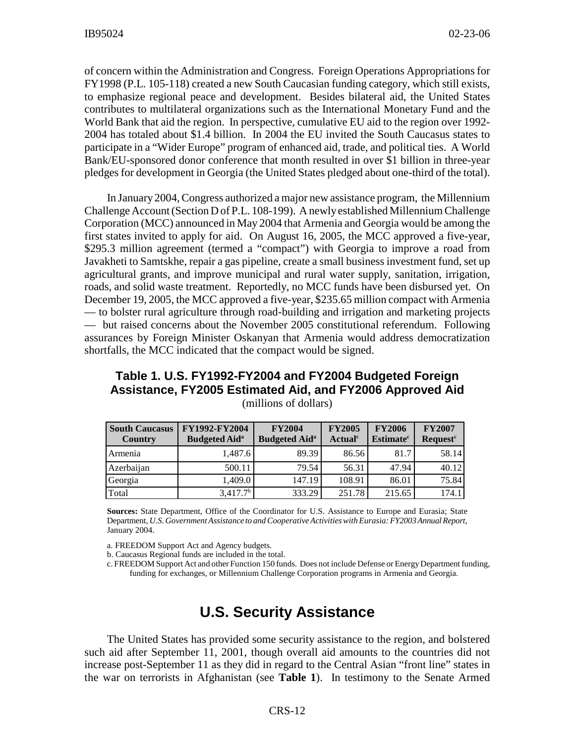of concern within the Administration and Congress. Foreign Operations Appropriations for FY1998 (P.L. 105-118) created a new South Caucasian funding category, which still exists, to emphasize regional peace and development. Besides bilateral aid, the United States contributes to multilateral organizations such as the International Monetary Fund and the World Bank that aid the region. In perspective, cumulative EU aid to the region over 1992-2004 has totaled about $1.4 billion. In 2004 the EU invited the South Caucasus states to participate in a "Wider Europe" program of enhanced aid, trade, and political ties. A World Bank/EU-sponsored donor conference that month resulted in over $1 billion in three-year pledges for development in Georgia (the United States pledged about one-third of the total).

In January 2004, Congress authorized a major new assistance program, the Millennium Challenge Account (Section D of P.L. 108-199). A newly established Millennium Challenge Corporation (MCC) announced in May 2004 that Armenia and Georgia would be among the first states invited to apply for aid. On August 16, 2005, the MCC approved a five-year, $295.3 million agreement (termed a "compact") with Georgia to improve a road from Javakheti to Samtskhe, repair a gas pipeline, create a small business investment fund, set up agricultural grants, and improve municipal and rural water supply, sanitation, irrigation, roads, and solid waste treatment. Reportedly, no MCC funds have been disbursed yet. On December 19, 2005, the MCC approved a five-year, $235.65 million compact with Armenia — to bolster rural agriculture through road-building and irrigation and marketing projects — but raised concerns about the November 2005 constitutional referendum. Following assurances by Foreign Minister Oskanyan that Armenia would address democratization shortfalls, the MCC indicated that the compact would be signed.

### Table 1. U.S. FY1992-FY2004 and FY2004 Budgeted Foreign Assistance, FY2005 Estimated Aid, and FY2006 Approved Aid

(millions of dollars)

| South Caucasus Country | FY1992-FY2004 Budgeted Aid[a] | FY2004 Budgeted Aid[a] | FY2005 Actual[c] | FY2006 Estimate[c] | FY2007 Request[c] |
|---|---|---|---|---|---|
| Armenia | 1,487.6 | 89.39 | 86.56 | 81.7 | 58.14 |
| Azerbaijan | 500.11 | 79.54 | 56.31 | 47.94 | 40.12 |
| Georgia | 1,409.0 | 147.19 | 108.91 | 86.01 | 75.84 |
| Total | 3,417.7[b] | 333.29 | 251.78 | 215.65 | 174.1 |

**Sources:** State Department, Office of the Coordinator for U.S. Assistance to Europe and Eurasia; State Department, *U.S. Government Assistance to and Cooperative Activities with Eurasia: FY2003 Annual Report,* January 2004.

a. FREEDOM Support Act and Agency budgets.

b. Caucasus Regional funds are included in the total.

c. FREEDOM Support Act and other Function 150 funds. Does not include Defense or Energy Department funding, funding for exchanges, or Millennium Challenge Corporation programs in Armenia and Georgia.

## U.S. Security Assistance

The United States has provided some security assistance to the region, and bolstered such aid after September 11, 2001, though overall aid amounts to the countries did not increase post-September 11 as they did in regard to the Central Asian "front line" states in the war on terrorists in Afghanistan (see **Table 1**). In testimony to the Senate Armed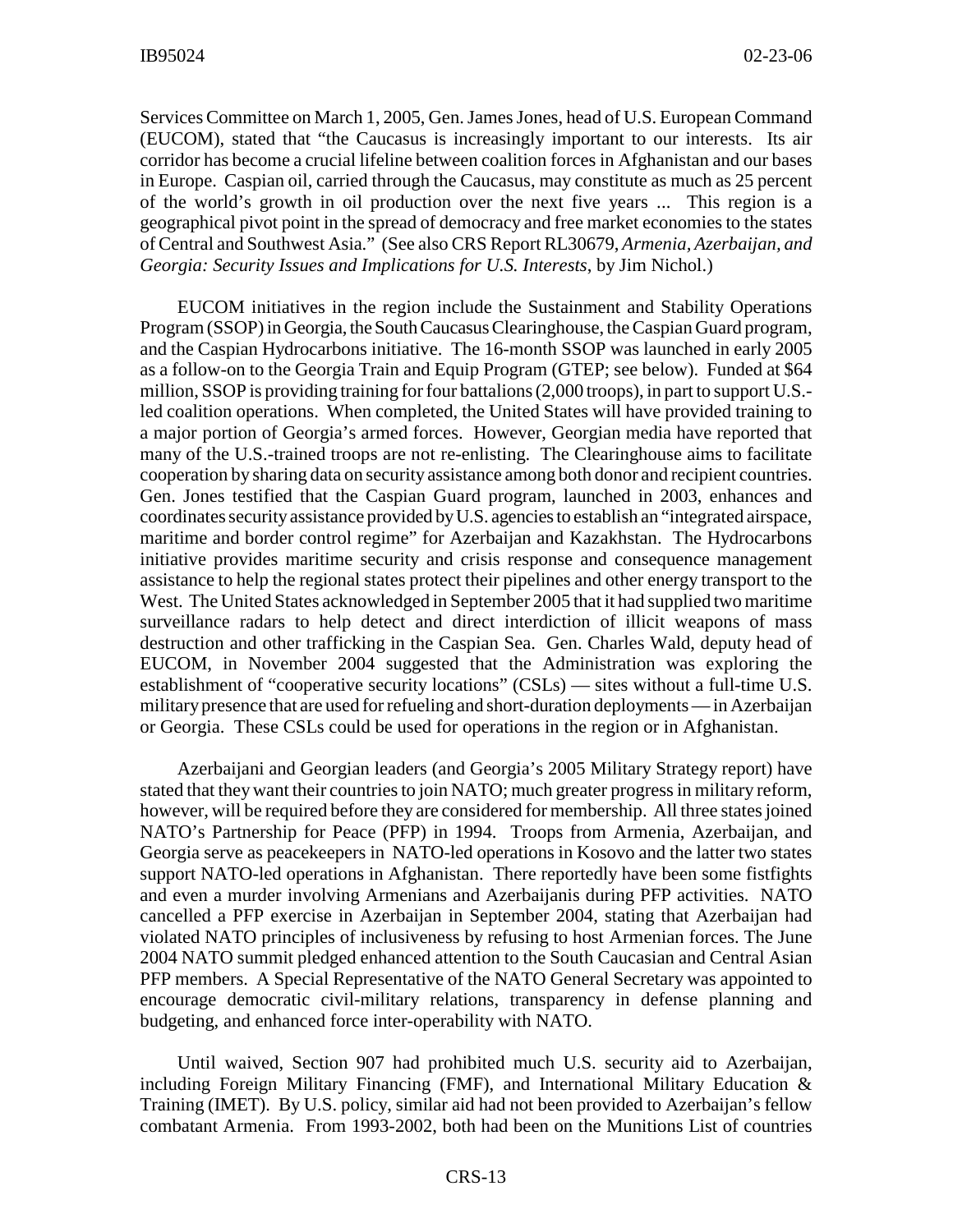Services Committee on March 1, 2005, Gen. James Jones, head of U.S. European Command (EUCOM), stated that "the Caucasus is increasingly important to our interests. Its air corridor has become a crucial lifeline between coalition forces in Afghanistan and our bases in Europe. Caspian oil, carried through the Caucasus, may constitute as much as 25 percent of the world's growth in oil production over the next five years ... This region is a geographical pivot point in the spread of democracy and free market economies to the states of Central and Southwest Asia." (See also CRS Report RL30679, *Armenia, Azerbaijan, and Georgia: Security Issues and Implications for U.S. Interests*, by Jim Nichol.)

EUCOM initiatives in the region include the Sustainment and Stability Operations Program (SSOP) in Georgia, the South Caucasus Clearinghouse, the Caspian Guard program, and the Caspian Hydrocarbons initiative. The 16-month SSOP was launched in early 2005 as a follow-on to the Georgia Train and Equip Program (GTEP; see below). Funded at $64 million, SSOP is providing training for four battalions (2,000 troops), in part to support U.S.-led coalition operations. When completed, the United States will have provided training to a major portion of Georgia's armed forces. However, Georgian media have reported that many of the U.S.-trained troops are not re-enlisting. The Clearinghouse aims to facilitate cooperation by sharing data on security assistance among both donor and recipient countries. Gen. Jones testified that the Caspian Guard program, launched in 2003, enhances and coordinates security assistance provided by U.S. agencies to establish an "integrated airspace, maritime and border control regime" for Azerbaijan and Kazakhstan. The Hydrocarbons initiative provides maritime security and crisis response and consequence management assistance to help the regional states protect their pipelines and other energy transport to the West. The United States acknowledged in September 2005 that it had supplied two maritime surveillance radars to help detect and direct interdiction of illicit weapons of mass destruction and other trafficking in the Caspian Sea. Gen. Charles Wald, deputy head of EUCOM, in November 2004 suggested that the Administration was exploring the establishment of "cooperative security locations" (CSLs) — sites without a full-time U.S. military presence that are used for refueling and short-duration deployments — in Azerbaijan or Georgia. These CSLs could be used for operations in the region or in Afghanistan.

Azerbaijani and Georgian leaders (and Georgia's 2005 Military Strategy report) have stated that they want their countries to join NATO; much greater progress in military reform, however, will be required before they are considered for membership. All three states joined NATO's Partnership for Peace (PFP) in 1994. Troops from Armenia, Azerbaijan, and Georgia serve as peacekeepers in NATO-led operations in Kosovo and the latter two states support NATO-led operations in Afghanistan. There reportedly have been some fistfights and even a murder involving Armenians and Azerbaijanis during PFP activities. NATO cancelled a PFP exercise in Azerbaijan in September 2004, stating that Azerbaijan had violated NATO principles of inclusiveness by refusing to host Armenian forces. The June 2004 NATO summit pledged enhanced attention to the South Caucasian and Central Asian PFP members. A Special Representative of the NATO General Secretary was appointed to encourage democratic civil-military relations, transparency in defense planning and budgeting, and enhanced force inter-operability with NATO.

Until waived, Section 907 had prohibited much U.S. security aid to Azerbaijan, including Foreign Military Financing (FMF), and International Military Education & Training (IMET). By U.S. policy, similar aid had not been provided to Azerbaijan's fellow combatant Armenia. From 1993-2002, both had been on the Munitions List of countries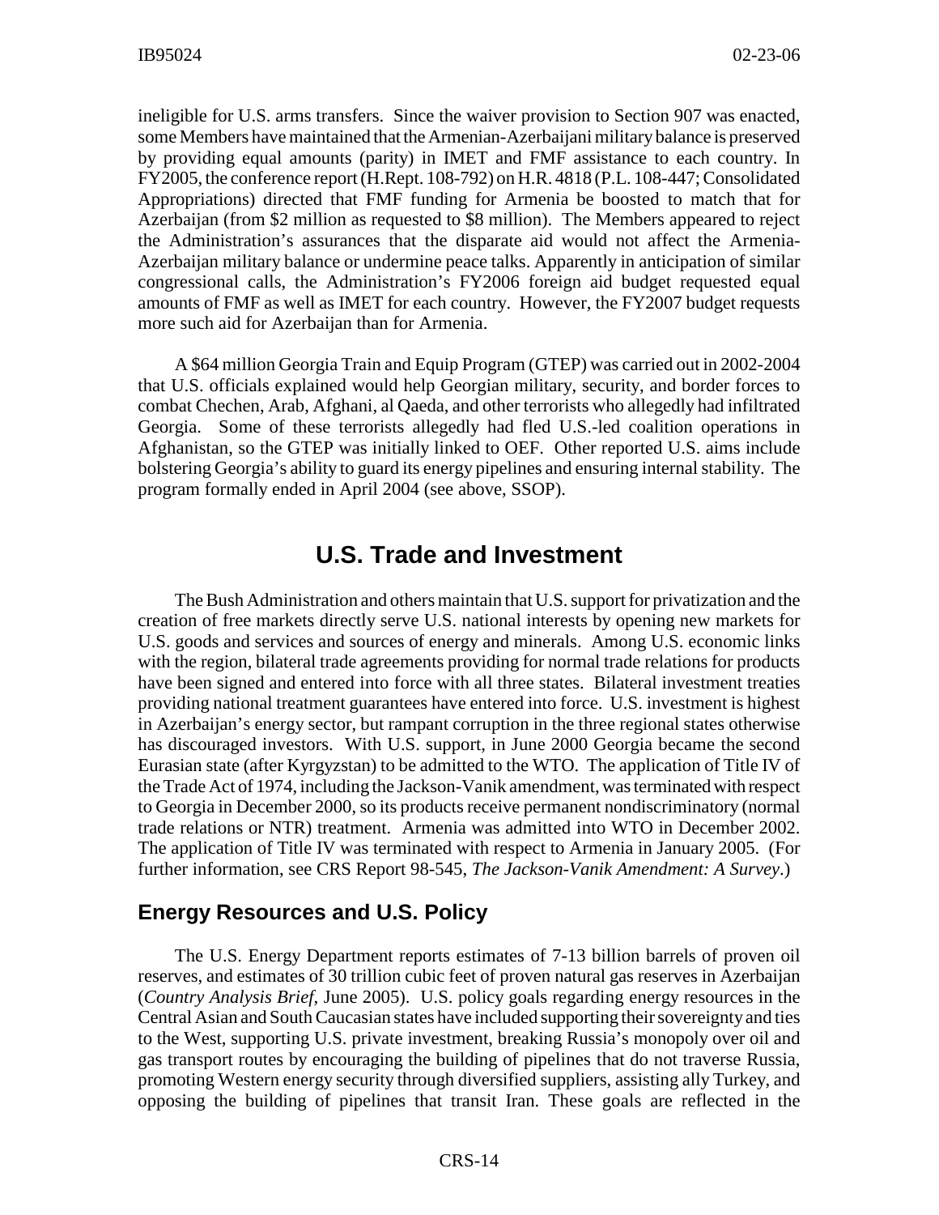ineligible for U.S. arms transfers. Since the waiver provision to Section 907 was enacted, some Members have maintained that the Armenian-Azerbaijani military balance is preserved by providing equal amounts (parity) in IMET and FMF assistance to each country. In FY2005, the conference report (H.Rept. 108-792) on H.R. 4818 (P.L. 108-447; Consolidated Appropriations) directed that FMF funding for Armenia be boosted to match that for Azerbaijan (from $2 million as requested to $8 million). The Members appeared to reject the Administration's assurances that the disparate aid would not affect the Armenia-Azerbaijan military balance or undermine peace talks. Apparently in anticipation of similar congressional calls, the Administration's FY2006 foreign aid budget requested equal amounts of FMF as well as IMET for each country. However, the FY2007 budget requests more such aid for Azerbaijan than for Armenia.

A $64 million Georgia Train and Equip Program (GTEP) was carried out in 2002-2004 that U.S. officials explained would help Georgian military, security, and border forces to combat Chechen, Arab, Afghani, al Qaeda, and other terrorists who allegedly had infiltrated Georgia. Some of these terrorists allegedly had fled U.S.-led coalition operations in Afghanistan, so the GTEP was initially linked to OEF. Other reported U.S. aims include bolstering Georgia's ability to guard its energy pipelines and ensuring internal stability. The program formally ended in April 2004 (see above, SSOP).

# U.S. Trade and Investment

The Bush Administration and others maintain that U.S. support for privatization and the creation of free markets directly serve U.S. national interests by opening new markets for U.S. goods and services and sources of energy and minerals. Among U.S. economic links with the region, bilateral trade agreements providing for normal trade relations for products have been signed and entered into force with all three states. Bilateral investment treaties providing national treatment guarantees have entered into force. U.S. investment is highest in Azerbaijan's energy sector, but rampant corruption in the three regional states otherwise has discouraged investors. With U.S. support, in June 2000 Georgia became the second Eurasian state (after Kyrgyzstan) to be admitted to the WTO. The application of Title IV of the Trade Act of 1974, including the Jackson-Vanik amendment, was terminated with respect to Georgia in December 2000, so its products receive permanent nondiscriminatory (normal trade relations or NTR) treatment. Armenia was admitted into WTO in December 2002. The application of Title IV was terminated with respect to Armenia in January 2005. (For further information, see CRS Report 98-545, *The Jackson-Vanik Amendment: A Survey*.)

## Energy Resources and U.S. Policy

The U.S. Energy Department reports estimates of 7-13 billion barrels of proven oil reserves, and estimates of 30 trillion cubic feet of proven natural gas reserves in Azerbaijan (*Country Analysis Brief*, June 2005). U.S. policy goals regarding energy resources in the Central Asian and South Caucasian states have included supporting their sovereignty and ties to the West, supporting U.S. private investment, breaking Russia's monopoly over oil and gas transport routes by encouraging the building of pipelines that do not traverse Russia, promoting Western energy security through diversified suppliers, assisting ally Turkey, and opposing the building of pipelines that transit Iran. These goals are reflected in the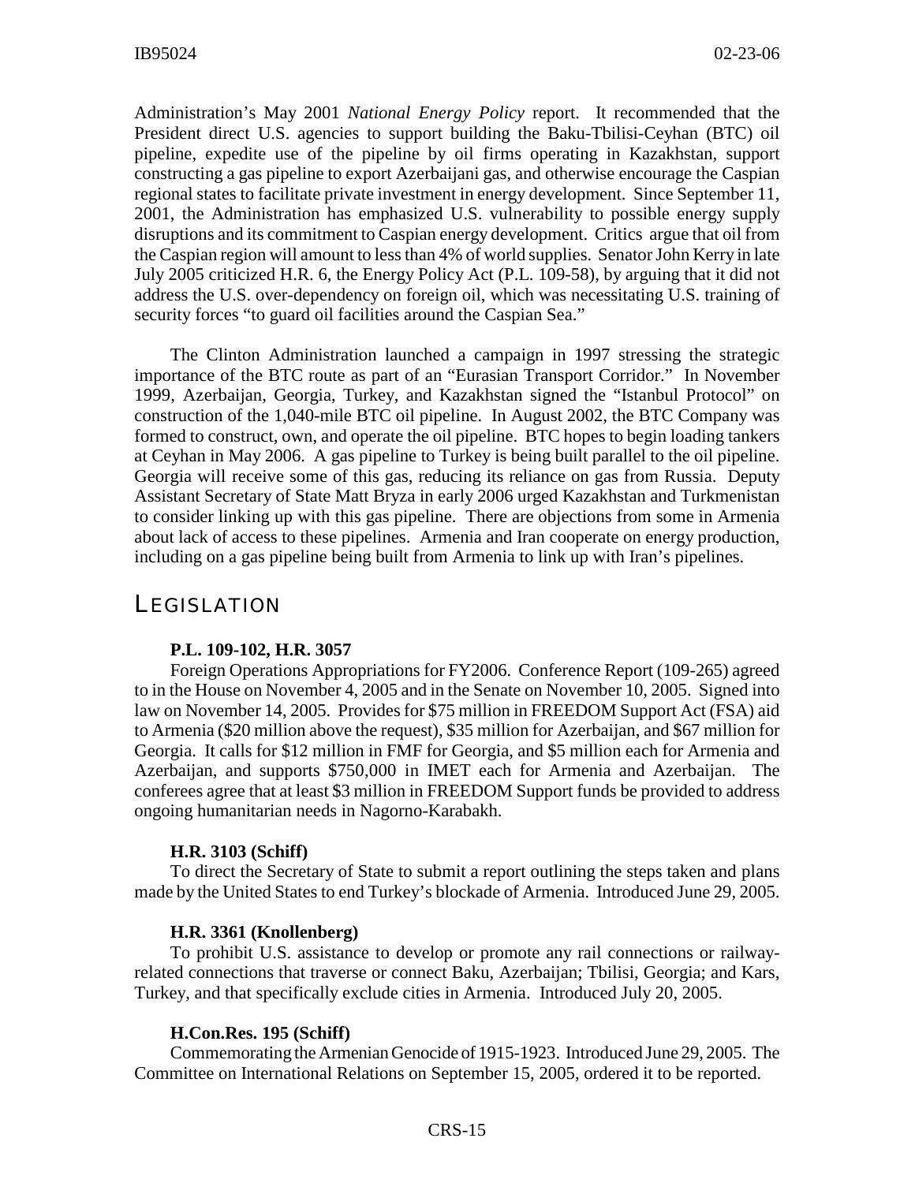Administration's May 2001 *National Energy Policy* report. It recommended that the President direct U.S. agencies to support building the Baku-Tbilisi-Ceyhan (BTC) oil pipeline, expedite use of the pipeline by oil firms operating in Kazakhstan, support constructing a gas pipeline to export Azerbaijani gas, and otherwise encourage the Caspian regional states to facilitate private investment in energy development. Since September 11, 2001, the Administration has emphasized U.S. vulnerability to possible energy supply disruptions and its commitment to Caspian energy development. Critics argue that oil from the Caspian region will amount to less than 4% of world supplies. Senator John Kerry in late July 2005 criticized H.R. 6, the Energy Policy Act (P.L. 109-58), by arguing that it did not address the U.S. over-dependency on foreign oil, which was necessitating U.S. training of security forces "to guard oil facilities around the Caspian Sea."

The Clinton Administration launched a campaign in 1997 stressing the strategic importance of the BTC route as part of an "Eurasian Transport Corridor." In November 1999, Azerbaijan, Georgia, Turkey, and Kazakhstan signed the "Istanbul Protocol" on construction of the 1,040-mile BTC oil pipeline. In August 2002, the BTC Company was formed to construct, own, and operate the oil pipeline. BTC hopes to begin loading tankers at Ceyhan in May 2006. A gas pipeline to Turkey is being built parallel to the oil pipeline. Georgia will receive some of this gas, reducing its reliance on gas from Russia. Deputy Assistant Secretary of State Matt Bryza in early 2006 urged Kazakhstan and Turkmenistan to consider linking up with this gas pipeline. There are objections from some in Armenia about lack of access to these pipelines. Armenia and Iran cooperate on energy production, including on a gas pipeline being built from Armenia to link up with Iran's pipelines.

## LEGISLATION

**P.L. 109-102, H.R. 3057**

Foreign Operations Appropriations for FY2006. Conference Report (109-265) agreed to in the House on November 4, 2005 and in the Senate on November 10, 2005. Signed into law on November 14, 2005. Provides for $75 million in FREEDOM Support Act (FSA) aid to Armenia ($20 million above the request), $35 million for Azerbaijan, and $67 million for Georgia. It calls for $12 million in FMF for Georgia, and $5 million each for Armenia and Azerbaijan, and supports $750,000 in IMET each for Armenia and Azerbaijan. The conferees agree that at least $3 million in FREEDOM Support funds be provided to address ongoing humanitarian needs in Nagorno-Karabakh.

**H.R. 3103 (Schiff)**

To direct the Secretary of State to submit a report outlining the steps taken and plans made by the United States to end Turkey's blockade of Armenia. Introduced June 29, 2005.

**H.R. 3361 (Knollenberg)**

To prohibit U.S. assistance to develop or promote any rail connections or railway-related connections that traverse or connect Baku, Azerbaijan; Tbilisi, Georgia; and Kars, Turkey, and that specifically exclude cities in Armenia. Introduced July 20, 2005.

**H.Con.Res. 195 (Schiff)**

Commemorating the Armenian Genocide of 1915-1923. Introduced June 29, 2005. The Committee on International Relations on September 15, 2005, ordered it to be reported.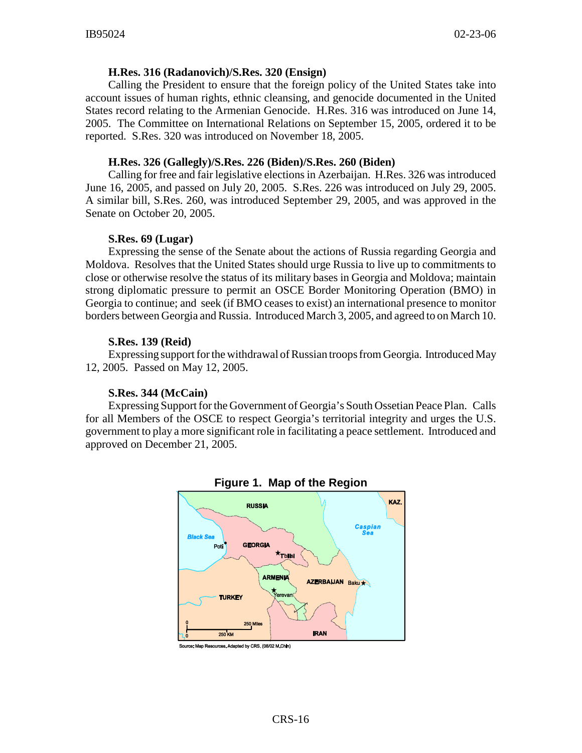**H.Res. 316 (Radanovich)/S.Res. 320 (Ensign)**

Calling the President to ensure that the foreign policy of the United States take into account issues of human rights, ethnic cleansing, and genocide documented in the United States record relating to the Armenian Genocide. H.Res. 316 was introduced on June 14, 2005. The Committee on International Relations on September 15, 2005, ordered it to be reported. S.Res. 320 was introduced on November 18, 2005.

**H.Res. 326 (Gallegly)/S.Res. 226 (Biden)/S.Res. 260 (Biden)**

Calling for free and fair legislative elections in Azerbaijan. H.Res. 326 was introduced June 16, 2005, and passed on July 20, 2005. S.Res. 226 was introduced on July 29, 2005. A similar bill, S.Res. 260, was introduced September 29, 2005, and was approved in the Senate on October 20, 2005.

**S.Res. 69 (Lugar)**

Expressing the sense of the Senate about the actions of Russia regarding Georgia and Moldova. Resolves that the United States should urge Russia to live up to commitments to close or otherwise resolve the status of its military bases in Georgia and Moldova; maintain strong diplomatic pressure to permit an OSCE Border Monitoring Operation (BMO) in Georgia to continue; and seek (if BMO ceases to exist) an international presence to monitor borders between Georgia and Russia. Introduced March 3, 2005, and agreed to on March 10.

**S.Res. 139 (Reid)**

Expressing support for the withdrawal of Russian troops from Georgia. Introduced May 12, 2005. Passed on May 12, 2005.

**S.Res. 344 (McCain)**

Expressing Support for the Government of Georgia's South Ossetian Peace Plan. Calls for all Members of the OSCE to respect Georgia's territorial integrity and urges the U.S. government to play a more significant role in facilitating a peace settlement. Introduced and approved on December 21, 2005.

**Figure 1. Map of the Region**

RUSSIA
KAZ.
Caspian Sea
Black Sea
Poti
GEORGIA
Tbilisi
ARMENIA
AZERBAIJAN
Baku
Yerevan
TURKEY
IRAN
0
250 Miles
0
250 KM

Source: Map Resources. Adapted by CRS. (08/02 M.Chin)